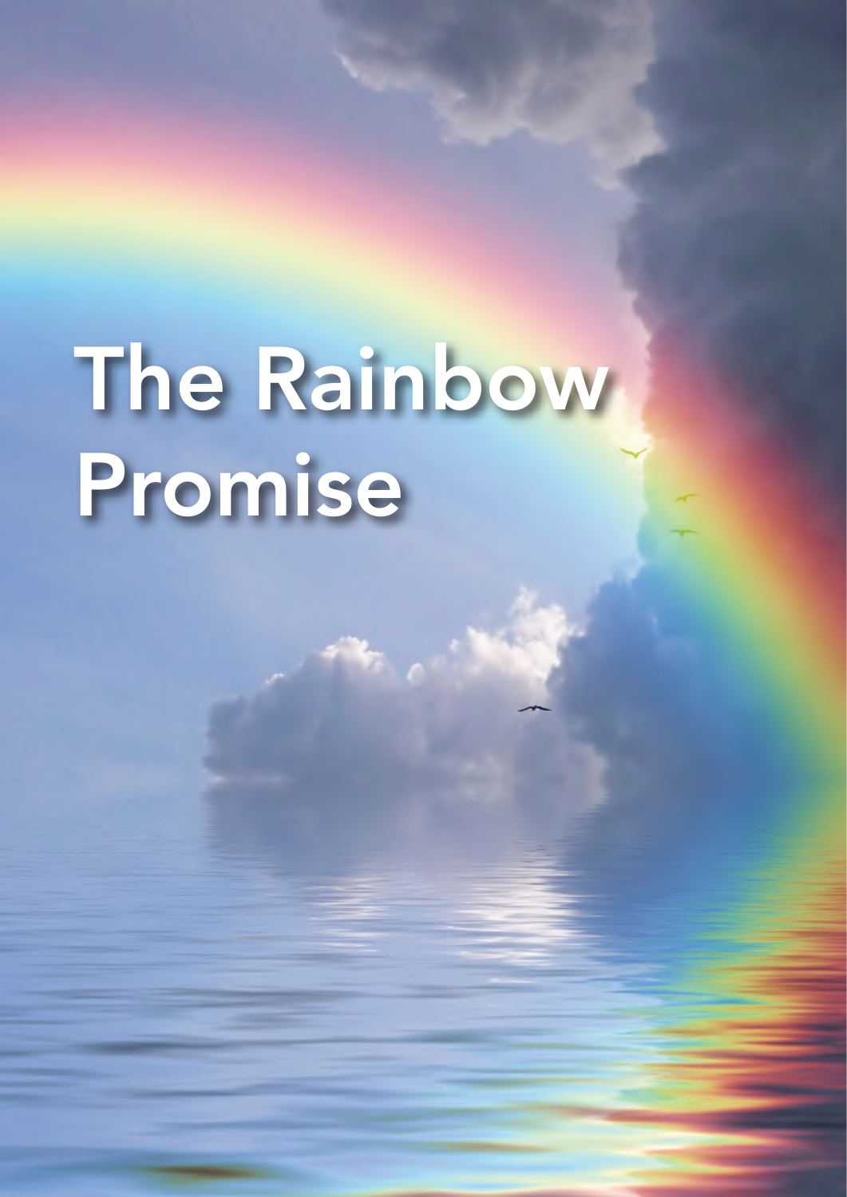# The Rainbow Promise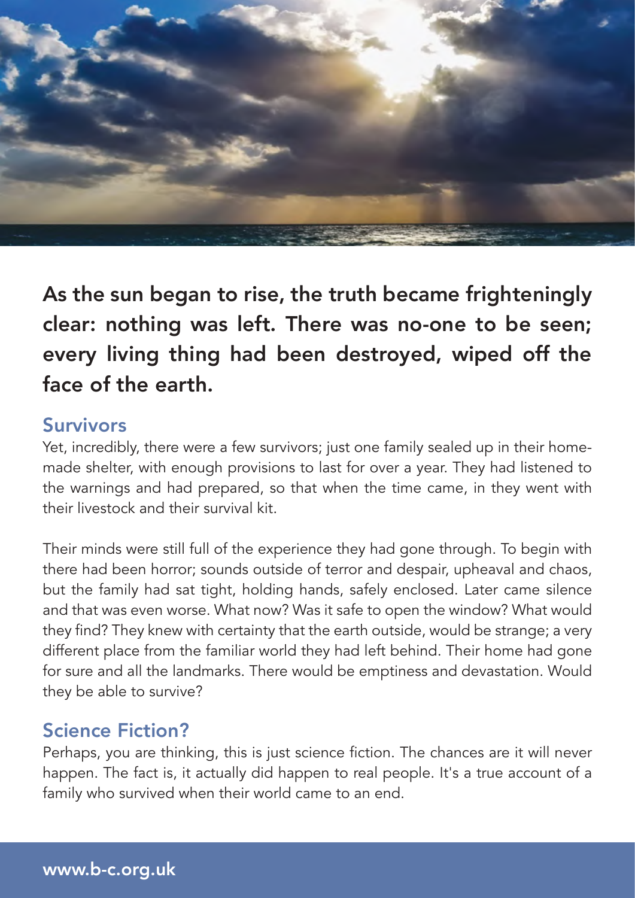**As the sun began to rise, the truth became frighteningly clear: nothing was left. There was no-one to be seen; every living thing had been destroyed, wiped off the face of the earth.**

## Survivors

Yet, incredibly, there were a few survivors; just one family sealed up in their home-made shelter, with enough provisions to last for over a year. They had listened to the warnings and had prepared, so that when the time came, in they went with their livestock and their survival kit.

Their minds were still full of the experience they had gone through. To begin with there had been horror; sounds outside of terror and despair, upheaval and chaos, but the family had sat tight, holding hands, safely enclosed. Later came silence and that was even worse. What now? Was it safe to open the window? What would they find? They knew with certainty that the earth outside, would be strange; a very different place from the familiar world they had left behind. Their home had gone for sure and all the landmarks. There would be emptiness and devastation. Would they be able to survive?

## Science Fiction?

Perhaps, you are thinking, this is just science fiction. The chances are it will never happen. The fact is, it actually did happen to real people. It's a true account of a family who survived when their world came to an end.

www.b-c.org.uk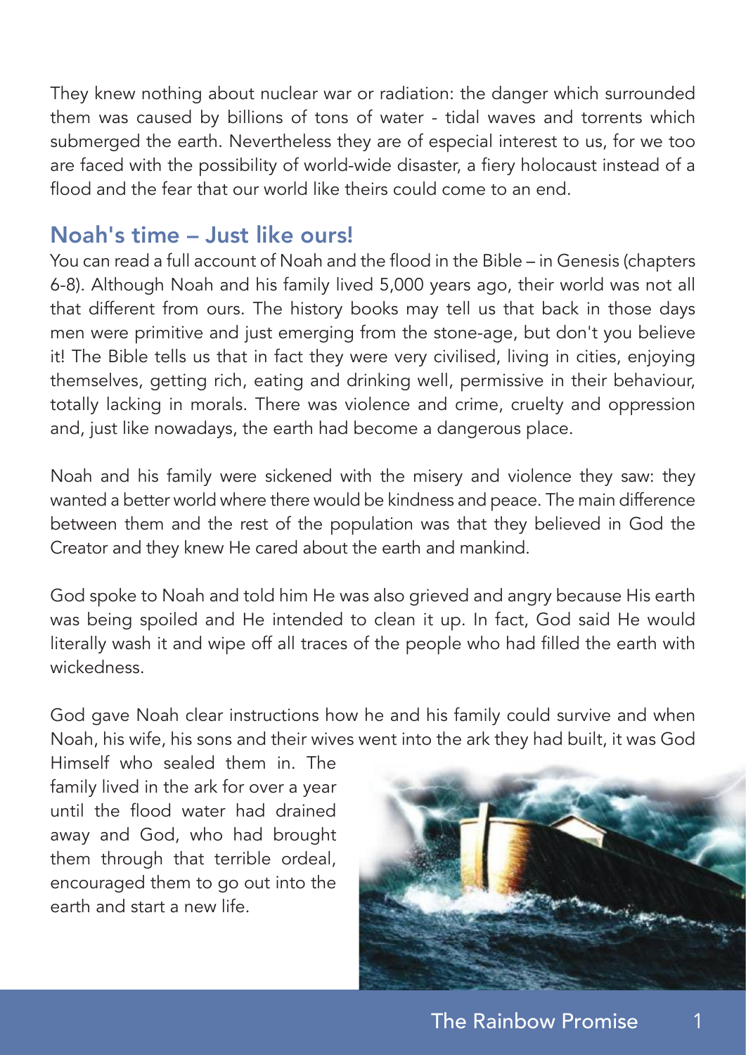They knew nothing about nuclear war or radiation: the danger which surrounded them was caused by billions of tons of water - tidal waves and torrents which submerged the earth. Nevertheless they are of especial interest to us, for we too are faced with the possibility of world-wide disaster, a fiery holocaust instead of a flood and the fear that our world like theirs could come to an end.

## Noah's time – Just like ours!

You can read a full account of Noah and the flood in the Bible – in Genesis (chapters 6-8). Although Noah and his family lived 5,000 years ago, their world was not all that different from ours. The history books may tell us that back in those days men were primitive and just emerging from the stone-age, but don't you believe it! The Bible tells us that in fact they were very civilised, living in cities, enjoying themselves, getting rich, eating and drinking well, permissive in their behaviour, totally lacking in morals. There was violence and crime, cruelty and oppression and, just like nowadays, the earth had become a dangerous place.

Noah and his family were sickened with the misery and violence they saw: they wanted a better world where there would be kindness and peace. The main difference between them and the rest of the population was that they believed in God the Creator and they knew He cared about the earth and mankind.

God spoke to Noah and told him He was also grieved and angry because His earth was being spoiled and He intended to clean it up. In fact, God said He would literally wash it and wipe off all traces of the people who had filled the earth with wickedness.

God gave Noah clear instructions how he and his family could survive and when Noah, his wife, his sons and their wives went into the ark they had built, it was God Himself who sealed them in. The family lived in the ark for over a year until the flood water had drained away and God, who had brought them through that terrible ordeal, encouraged them to go out into the earth and start a new life.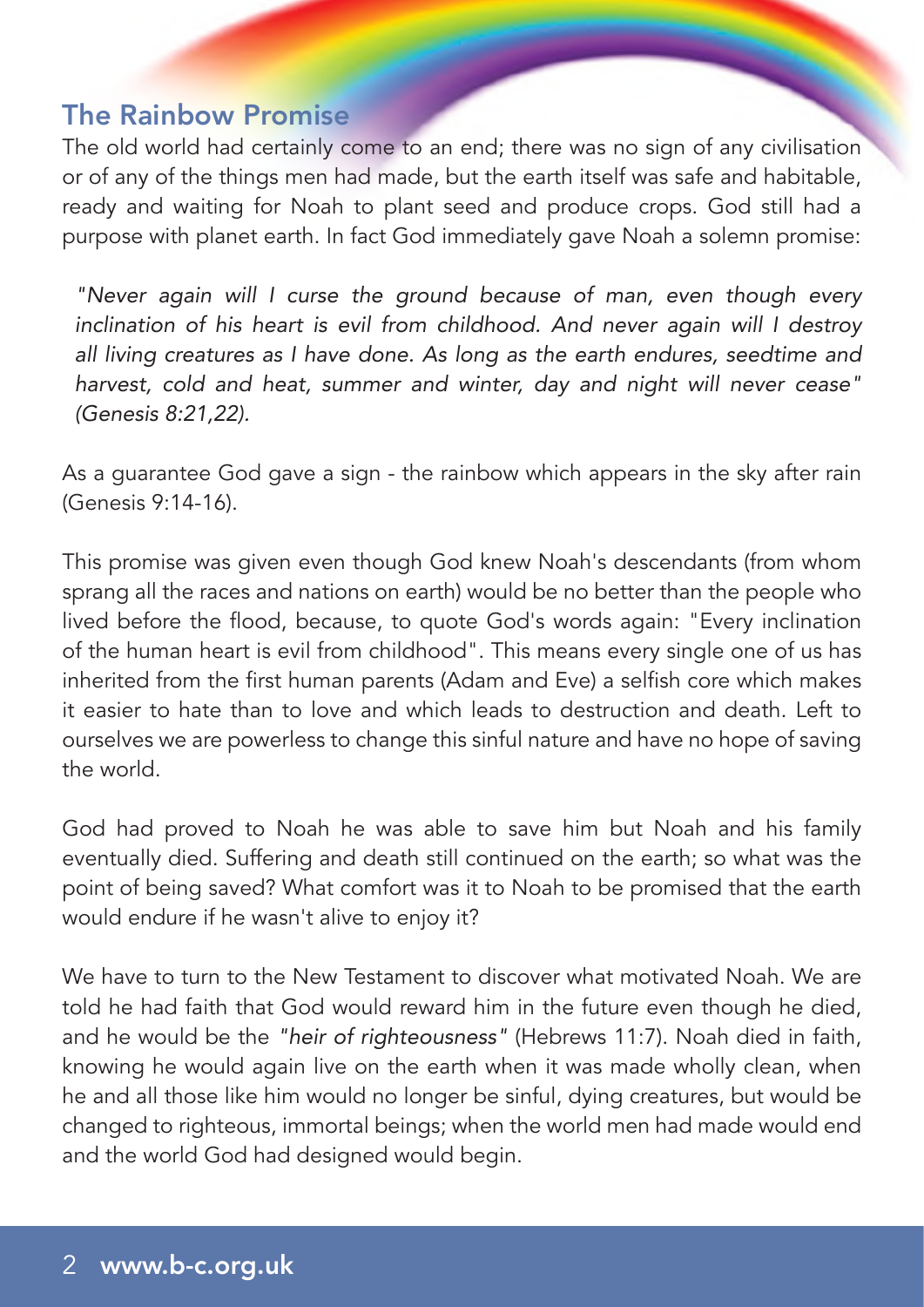## The Rainbow Promise

The old world had certainly come to an end; there was no sign of any civilisation or of any of the things men had made, but the earth itself was safe and habitable, ready and waiting for Noah to plant seed and produce crops. God still had a purpose with planet earth. In fact God immediately gave Noah a solemn promise:

> *"Never again will I curse the ground because of man, even though every inclination of his heart is evil from childhood. And never again will I destroy all living creatures as I have done. As long as the earth endures, seedtime and harvest, cold and heat, summer and winter, day and night will never cease" (Genesis 8:21,22).*

As a guarantee God gave a sign - the rainbow which appears in the sky after rain (Genesis 9:14-16).

This promise was given even though God knew Noah's descendants (from whom sprang all the races and nations on earth) would be no better than the people who lived before the flood, because, to quote God's words again: "Every inclination of the human heart is evil from childhood". This means every single one of us has inherited from the first human parents (Adam and Eve) a selfish core which makes it easier to hate than to love and which leads to destruction and death. Left to ourselves we are powerless to change this sinful nature and have no hope of saving the world.

God had proved to Noah he was able to save him but Noah and his family eventually died. Suffering and death still continued on the earth; so what was the point of being saved? What comfort was it to Noah to be promised that the earth would endure if he wasn't alive to enjoy it?

We have to turn to the New Testament to discover what motivated Noah. We are told he had faith that God would reward him in the future even though he died, and he would be the *"heir of righteousness"* (Hebrews 11:7). Noah died in faith, knowing he would again live on the earth when it was made wholly clean, when he and all those like him would no longer be sinful, dying creatures, but would be changed to righteous, immortal beings; when the world men had made would end and the world God had designed would begin.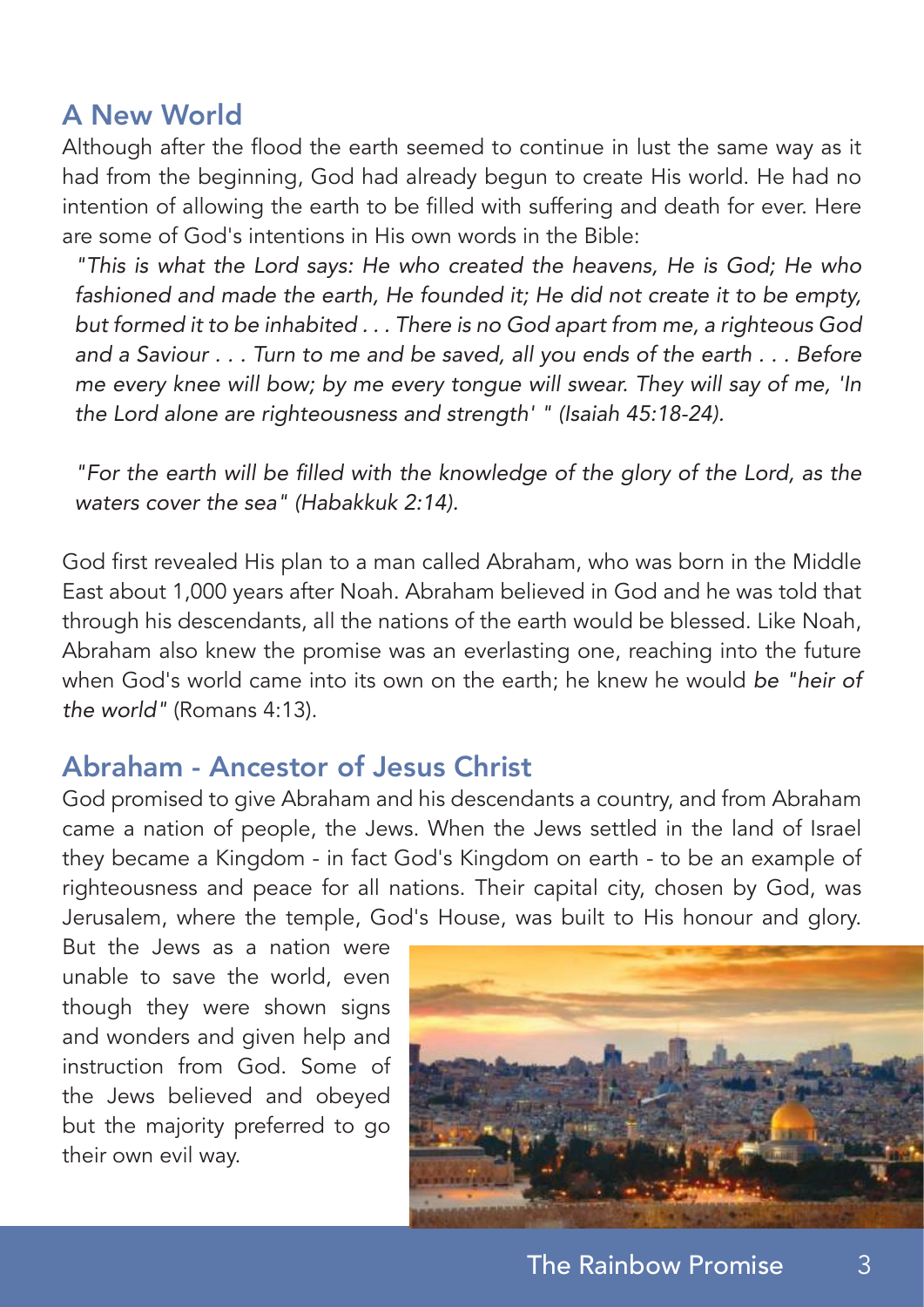## A New World

Although after the flood the earth seemed to continue in lust the same way as it had from the beginning, God had already begun to create His world. He had no intention of allowing the earth to be filled with suffering and death for ever. Here are some of God's intentions in His own words in the Bible:

*"This is what the Lord says: He who created the heavens, He is God; He who fashioned and made the earth, He founded it; He did not create it to be empty, but formed it to be inhabited . . . There is no God apart from me, a righteous God and a Saviour . . . Turn to me and be saved, all you ends of the earth . . . Before me every knee will bow; by me every tongue will swear. They will say of me, 'In the Lord alone are righteousness and strength' " (Isaiah 45:18-24).*

*"For the earth will be filled with the knowledge of the glory of the Lord, as the waters cover the sea" (Habakkuk 2:14).*

God first revealed His plan to a man called Abraham, who was born in the Middle East about 1,000 years after Noah. Abraham believed in God and he was told that through his descendants, all the nations of the earth would be blessed. Like Noah, Abraham also knew the promise was an everlasting one, reaching into the future when God's world came into its own on the earth; he knew he would *be "heir of the world"* (Romans 4:13).

## Abraham - Ancestor of Jesus Christ

God promised to give Abraham and his descendants a country, and from Abraham came a nation of people, the Jews. When the Jews settled in the land of Israel they became a Kingdom - in fact God's Kingdom on earth - to be an example of righteousness and peace for all nations. Their capital city, chosen by God, was Jerusalem, where the temple, God's House, was built to His honour and glory. But the Jews as a nation were unable to save the world, even though they were shown signs and wonders and given help and instruction from God. Some of the Jews believed and obeyed but the majority preferred to go their own evil way.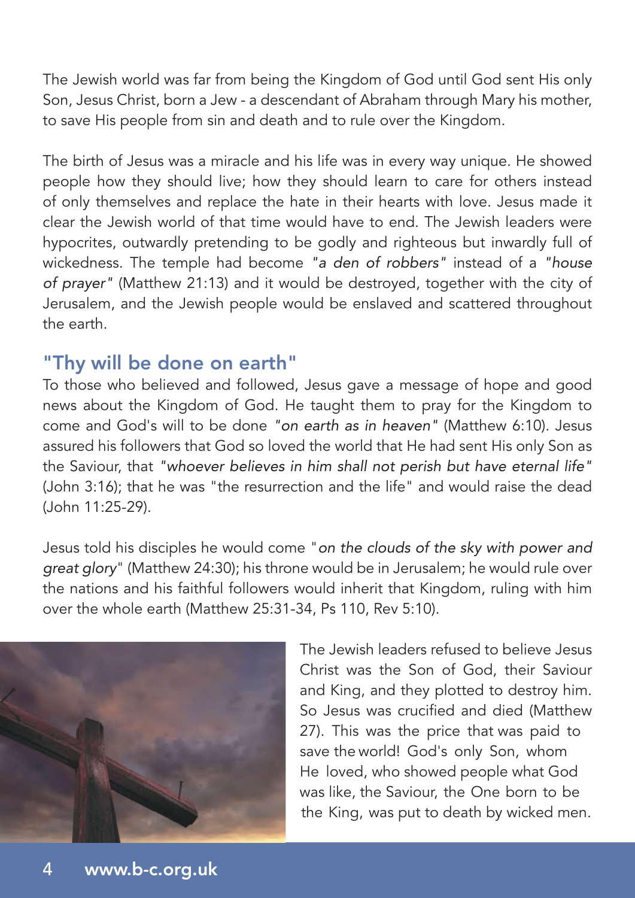The Jewish world was far from being the Kingdom of God until God sent His only Son, Jesus Christ, born a Jew - a descendant of Abraham through Mary his mother, to save His people from sin and death and to rule over the Kingdom.

The birth of Jesus was a miracle and his life was in every way unique. He showed people how they should live; how they should learn to care for others instead of only themselves and replace the hate in their hearts with love. Jesus made it clear the Jewish world of that time would have to end. The Jewish leaders were hypocrites, outwardly pretending to be godly and righteous but inwardly full of wickedness. The temple had become *"a den of robbers"* instead of a *"house of prayer"* (Matthew 21:13) and it would be destroyed, together with the city of Jerusalem, and the Jewish people would be enslaved and scattered throughout the earth.

## "Thy will be done on earth"

To those who believed and followed, Jesus gave a message of hope and good news about the Kingdom of God. He taught them to pray for the Kingdom to come and God's will to be done *"on earth as in heaven"* (Matthew 6:10). Jesus assured his followers that God so loved the world that He had sent His only Son as the Saviour, that *"whoever believes in him shall not perish but have eternal life"* (John 3:16); that he was "the resurrection and the life" and would raise the dead (John 11:25-29).

Jesus told his disciples he would come "*on the clouds of the sky with power and great glory*" (Matthew 24:30); his throne would be in Jerusalem; he would rule over the nations and his faithful followers would inherit that Kingdom, ruling with him over the whole earth (Matthew 25:31-34, Ps 110, Rev 5:10).

The Jewish leaders refused to believe Jesus Christ was the Son of God, their Saviour and King, and they plotted to destroy him. So Jesus was crucified and died (Matthew 27). This was the price that was paid to save the world! God's only Son, whom He loved, who showed people what God was like, the Saviour, the One born to be the King, was put to death by wicked men.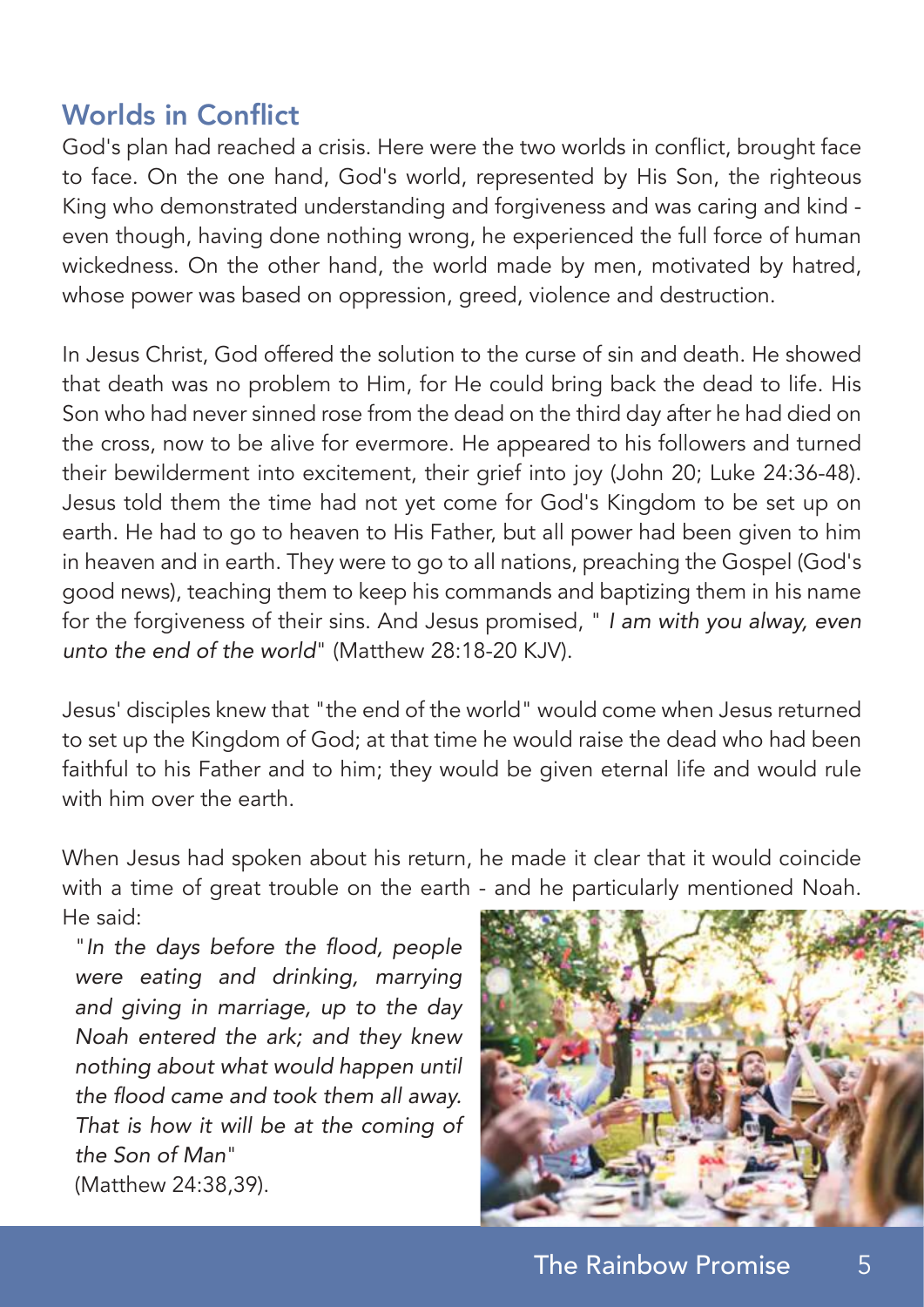## Worlds in Conflict

God's plan had reached a crisis. Here were the two worlds in conflict, brought face to face. On the one hand, God's world, represented by His Son, the righteous King who demonstrated understanding and forgiveness and was caring and kind - even though, having done nothing wrong, he experienced the full force of human wickedness. On the other hand, the world made by men, motivated by hatred, whose power was based on oppression, greed, violence and destruction.

In Jesus Christ, God offered the solution to the curse of sin and death. He showed that death was no problem to Him, for He could bring back the dead to life. His Son who had never sinned rose from the dead on the third day after he had died on the cross, now to be alive for evermore. He appeared to his followers and turned their bewilderment into excitement, their grief into joy (John 20; Luke 24:36-48). Jesus told them the time had not yet come for God's Kingdom to be set up on earth. He had to go to heaven to His Father, but all power had been given to him in heaven and in earth. They were to go to all nations, preaching the Gospel (God's good news), teaching them to keep his commands and baptizing them in his name for the forgiveness of their sins. And Jesus promised, " *I am with you alway, even unto the end of the world*" (Matthew 28:18-20 KJV).

Jesus' disciples knew that "the end of the world" would come when Jesus returned to set up the Kingdom of God; at that time he would raise the dead who had been faithful to his Father and to him; they would be given eternal life and would rule with him over the earth.

When Jesus had spoken about his return, he made it clear that it would coincide with a time of great trouble on the earth - and he particularly mentioned Noah. He said:

"*In the days before the flood, people were eating and drinking, marrying and giving in marriage, up to the day Noah entered the ark; and they knew nothing about what would happen until the flood came and took them all away. That is how it will be at the coming of the Son of Man*" (Matthew 24:38,39).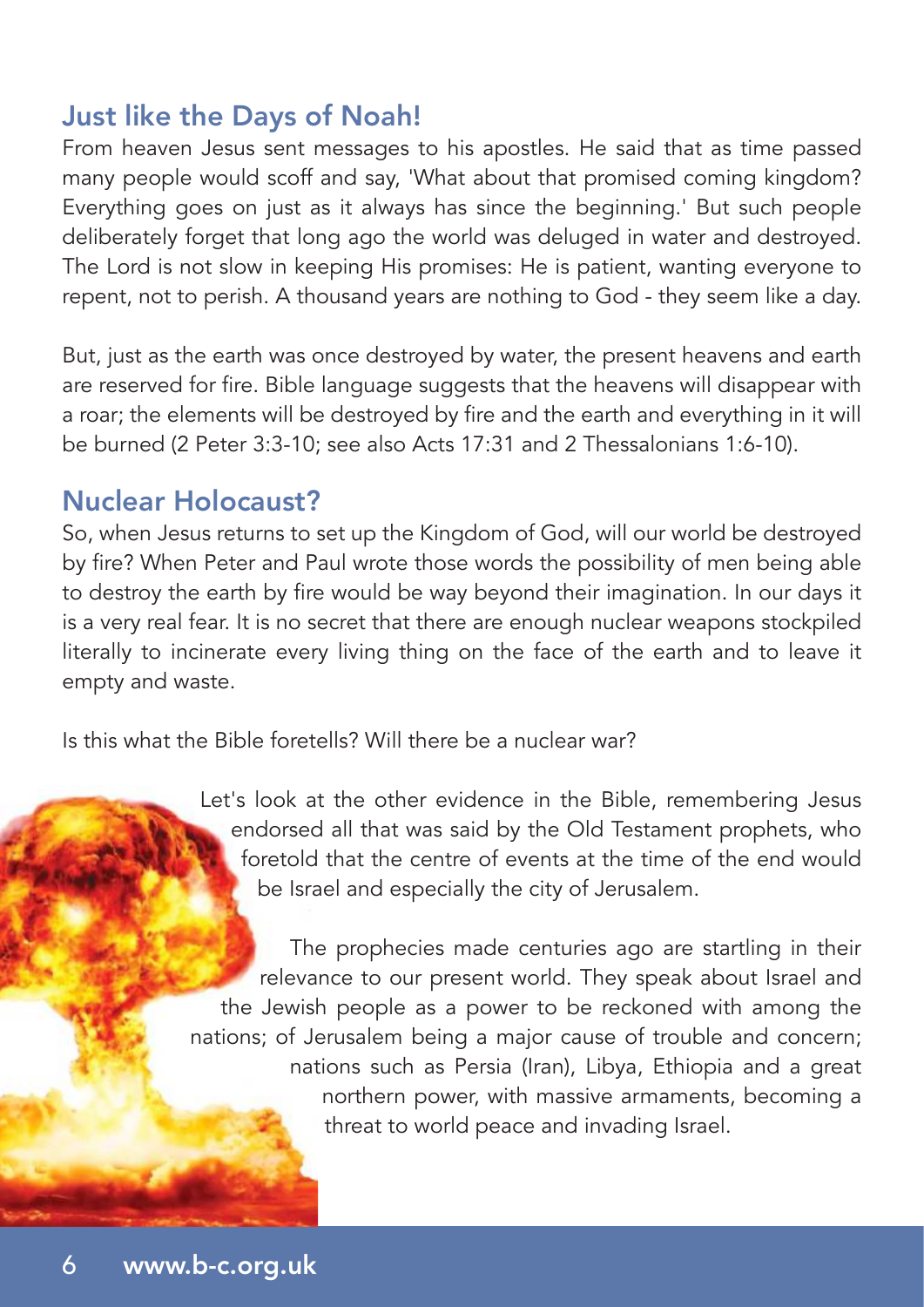## Just like the Days of Noah!

From heaven Jesus sent messages to his apostles. He said that as time passed many people would scoff and say, 'What about that promised coming kingdom? Everything goes on just as it always has since the beginning.' But such people deliberately forget that long ago the world was deluged in water and destroyed. The Lord is not slow in keeping His promises: He is patient, wanting everyone to repent, not to perish. A thousand years are nothing to God - they seem like a day.

But, just as the earth was once destroyed by water, the present heavens and earth are reserved for fire. Bible language suggests that the heavens will disappear with a roar; the elements will be destroyed by fire and the earth and everything in it will be burned (2 Peter 3:3-10; see also Acts 17:31 and 2 Thessalonians 1:6-10).

## Nuclear Holocaust?

So, when Jesus returns to set up the Kingdom of God, will our world be destroyed by fire? When Peter and Paul wrote those words the possibility of men being able to destroy the earth by fire would be way beyond their imagination. In our days it is a very real fear. It is no secret that there are enough nuclear weapons stockpiled literally to incinerate every living thing on the face of the earth and to leave it empty and waste.

Is this what the Bible foretells? Will there be a nuclear war?

Let's look at the other evidence in the Bible, remembering Jesus endorsed all that was said by the Old Testament prophets, who foretold that the centre of events at the time of the end would be Israel and especially the city of Jerusalem.

The prophecies made centuries ago are startling in their relevance to our present world. They speak about Israel and the Jewish people as a power to be reckoned with among the nations; of Jerusalem being a major cause of trouble and concern; nations such as Persia (Iran), Libya, Ethiopia and a great northern power, with massive armaments, becoming a threat to world peace and invading Israel.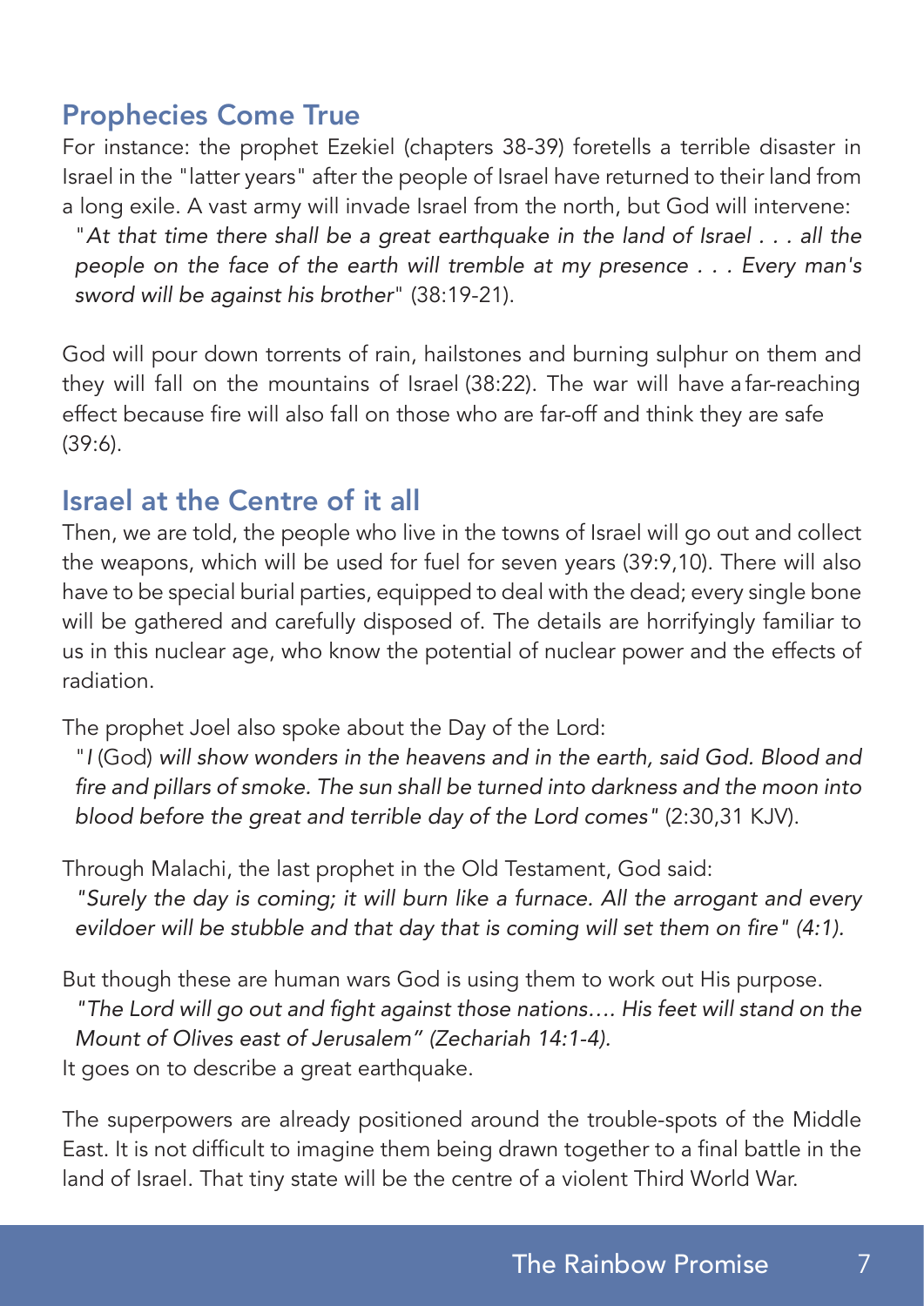## Prophecies Come True

For instance: the prophet Ezekiel (chapters 38-39) foretells a terrible disaster in Israel in the "latter years" after the people of Israel have returned to their land from a long exile. A vast army will invade Israel from the north, but God will intervene:

> "*At that time there shall be a great earthquake in the land of Israel . . . all the people on the face of the earth will tremble at my presence . . . Every man's sword will be against his brother*" (38:19-21).

God will pour down torrents of rain, hailstones and burning sulphur on them and they will fall on the mountains of Israel (38:22). The war will have a far-reaching effect because fire will also fall on those who are far-off and think they are safe (39:6).

## Israel at the Centre of it all

Then, we are told, the people who live in the towns of Israel will go out and collect the weapons, which will be used for fuel for seven years (39:9,10). There will also have to be special burial parties, equipped to deal with the dead; every single bone will be gathered and carefully disposed of. The details are horrifyingly familiar to us in this nuclear age, who know the potential of nuclear power and the effects of radiation.

The prophet Joel also spoke about the Day of the Lord:

> "*I* (God) *will show wonders in the heavens and in the earth, said God. Blood and fire and pillars of smoke. The sun shall be turned into darkness and the moon into blood before the great and terrible day of the Lord comes*" (2:30,31 KJV).

Through Malachi, the last prophet in the Old Testament, God said:

> *"Surely the day is coming; it will burn like a furnace. All the arrogant and every evildoer will be stubble and that day that is coming will set them on fire" (4:1).*

But though these are human wars God is using them to work out His purpose.

> *"The Lord will go out and fight against those nations…. His feet will stand on the Mount of Olives east of Jerusalem" (Zechariah 14:1-4).*

It goes on to describe a great earthquake.

The superpowers are already positioned around the trouble-spots of the Middle East. It is not difficult to imagine them being drawn together to a final battle in the land of Israel. That tiny state will be the centre of a violent Third World War.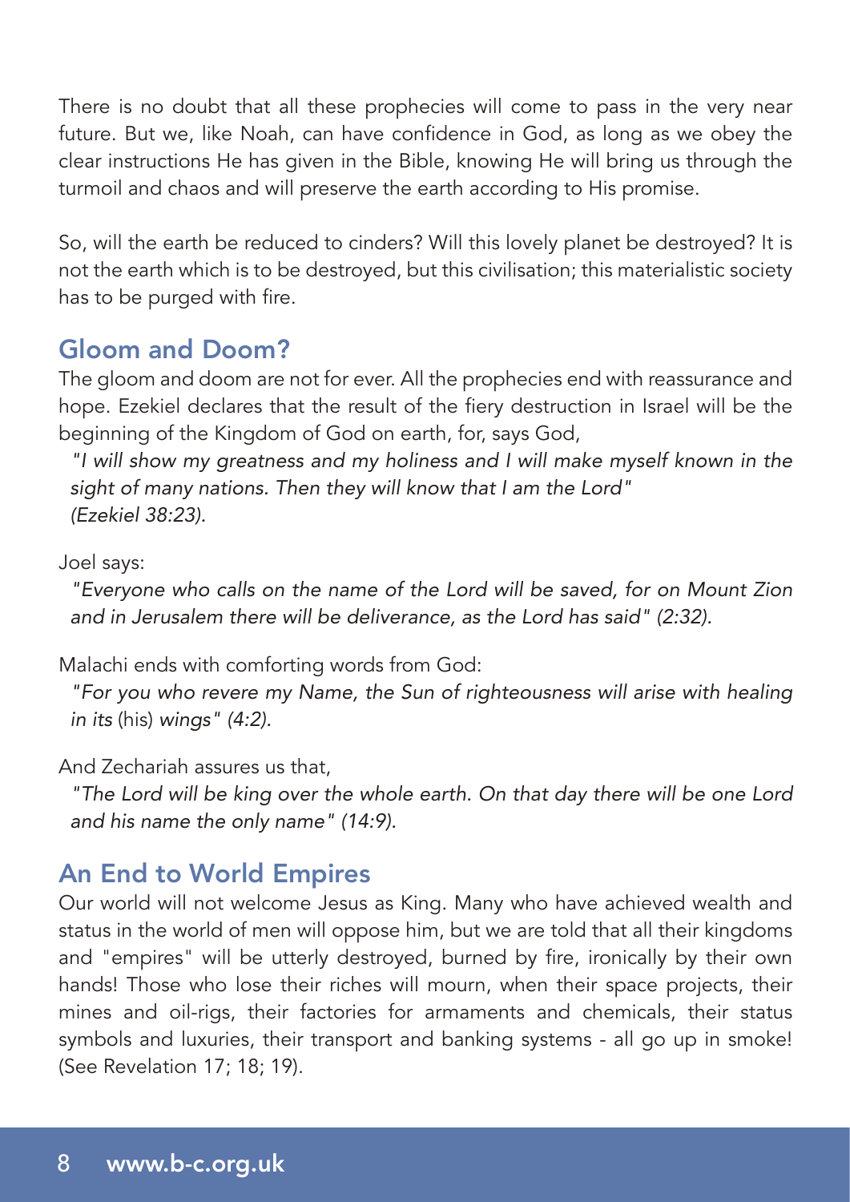There is no doubt that all these prophecies will come to pass in the very near future. But we, like Noah, can have confidence in God, as long as we obey the clear instructions He has given in the Bible, knowing He will bring us through the turmoil and chaos and will preserve the earth according to His promise.

So, will the earth be reduced to cinders? Will this lovely planet be destroyed? It is not the earth which is to be destroyed, but this civilisation; this materialistic society has to be purged with fire.

## Gloom and Doom?

The gloom and doom are not for ever. All the prophecies end with reassurance and hope. Ezekiel declares that the result of the fiery destruction in Israel will be the beginning of the Kingdom of God on earth, for, says God,

> *"I will show my greatness and my holiness and I will make myself known in the sight of many nations. Then they will know that I am the Lord" (Ezekiel 38:23).*

Joel says:

> *"Everyone who calls on the name of the Lord will be saved, for on Mount Zion and in Jerusalem there will be deliverance, as the Lord has said" (2:32).*

Malachi ends with comforting words from God:

> *"For you who revere my Name, the Sun of righteousness will arise with healing in its* (his) *wings" (4:2).*

And Zechariah assures us that,

> *"The Lord will be king over the whole earth. On that day there will be one Lord and his name the only name" (14:9).*

## An End to World Empires

Our world will not welcome Jesus as King. Many who have achieved wealth and status in the world of men will oppose him, but we are told that all their kingdoms and "empires" will be utterly destroyed, burned by fire, ironically by their own hands! Those who lose their riches will mourn, when their space projects, their mines and oil-rigs, their factories for armaments and chemicals, their status symbols and luxuries, their transport and banking systems - all go up in smoke! (See Revelation 17; 18; 19).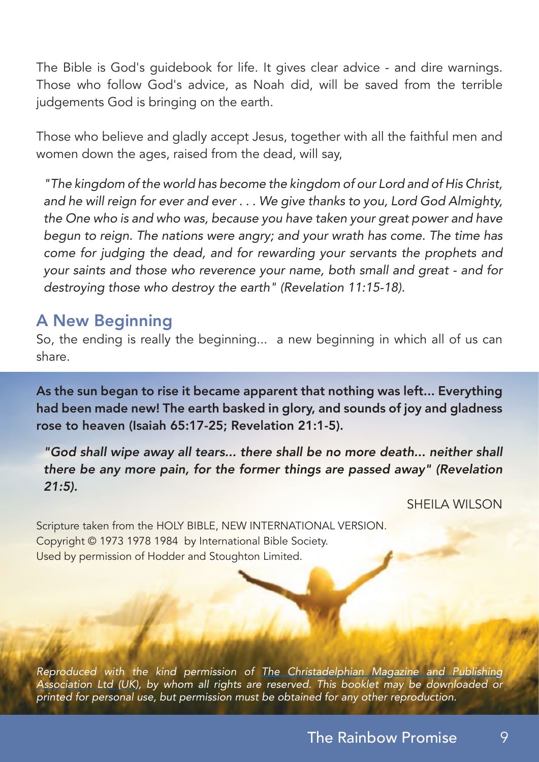The Bible is God's guidebook for life. It gives clear advice - and dire warnings. Those who follow God's advice, as Noah did, will be saved from the terrible judgements God is bringing on the earth.

Those who believe and gladly accept Jesus, together with all the faithful men and women down the ages, raised from the dead, will say,

> *"The kingdom of the world has become the kingdom of our Lord and of His Christ, and he will reign for ever and ever . . . We give thanks to you, Lord God Almighty, the One who is and who was, because you have taken your great power and have begun to reign. The nations were angry; and your wrath has come. The time has come for judging the dead, and for rewarding your servants the prophets and your saints and those who reverence your name, both small and great - and for destroying those who destroy the earth" (Revelation 11:15-18).*

## A New Beginning

So, the ending is really the beginning... a new beginning in which all of us can share.

**As the sun began to rise it became apparent that nothing was left... Everything had been made new! The earth basked in glory, and sounds of joy and gladness rose to heaven (Isaiah 65:17-25; Revelation 21:1-5).**

> ***"God shall wipe away all tears... there shall be no more death... neither shall there be any more pain, for the former things are passed away" (Revelation 21:5).***

SHEILA WILSON

Scripture taken from the HOLY BIBLE, NEW INTERNATIONAL VERSION.
Copyright © 1973 1978 1984 by International Bible Society.
Used by permission of Hodder and Stoughton Limited.

*Reproduced with the kind permission of The Christadelphian Magazine and Publishing Association Ltd (UK), by whom all rights are reserved. This booklet may be downloaded or printed for personal use, but permission must be obtained for any other reproduction.*